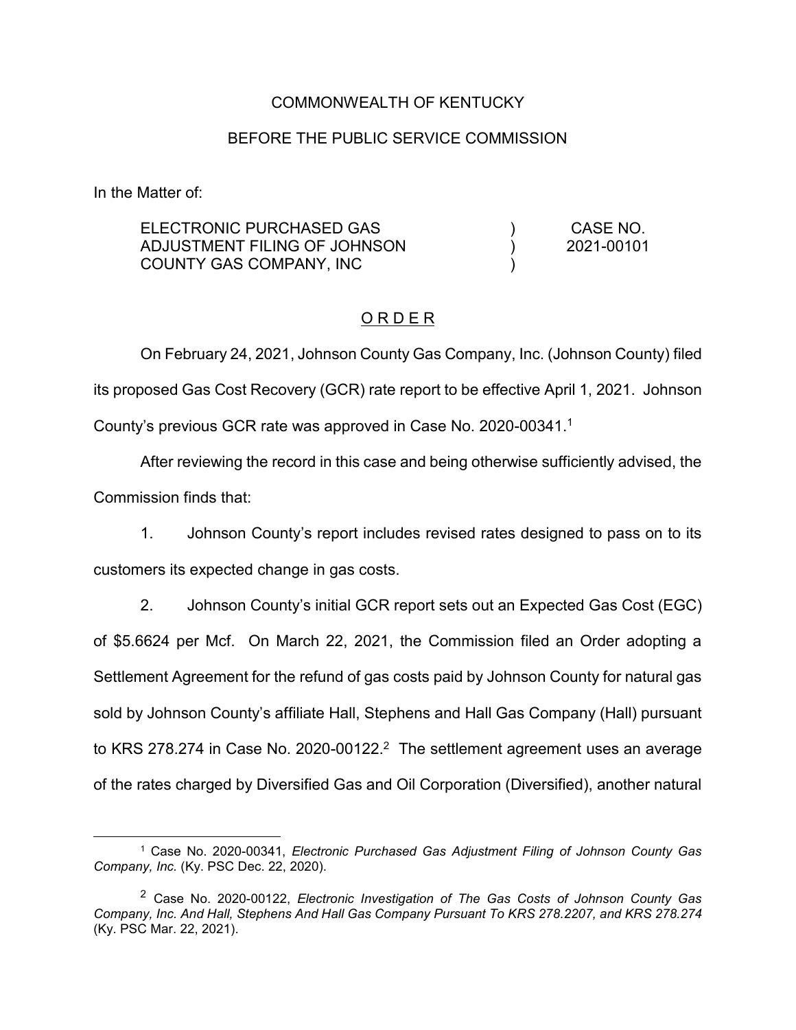COMMONWEALTH OF KENTUCKY

BEFORE THE PUBLIC SERVICE COMMISSION

In the Matter of:

| | | |
|---|---|---|
| ELECTRONIC PURCHASED GAS ADJUSTMENT FILING OF JOHNSON COUNTY GAS COMPANY, INC | ) ) ) | CASE NO. 2021-00101 |

<u>O R D E R</u>

On February 24, 2021, Johnson County Gas Company, Inc. (Johnson County) filed its proposed Gas Cost Recovery (GCR) rate report to be effective April 1, 2021. Johnson County's previous GCR rate was approved in Case No. 2020-00341.[1]

After reviewing the record in this case and being otherwise sufficiently advised, the Commission finds that:

1. Johnson County's report includes revised rates designed to pass on to its customers its expected change in gas costs.

2. Johnson County's initial GCR report sets out an Expected Gas Cost (EGC) of $5.6624 per Mcf. On March 22, 2021, the Commission filed an Order adopting a Settlement Agreement for the refund of gas costs paid by Johnson County for natural gas sold by Johnson County's affiliate Hall, Stephens and Hall Gas Company (Hall) pursuant to KRS 278.274 in Case No. 2020-00122.[2] The settlement agreement uses an average of the rates charged by Diversified Gas and Oil Corporation (Diversified), another natural

---

[1] Case No. 2020-00341, *Electronic Purchased Gas Adjustment Filing of Johnson County Gas Company, Inc.* (Ky. PSC Dec. 22, 2020).

[2] Case No. 2020-00122, *Electronic Investigation of The Gas Costs of Johnson County Gas Company, Inc. And Hall, Stephens And Hall Gas Company Pursuant To KRS 278.2207, and KRS 278.274* (Ky. PSC Mar. 22, 2021).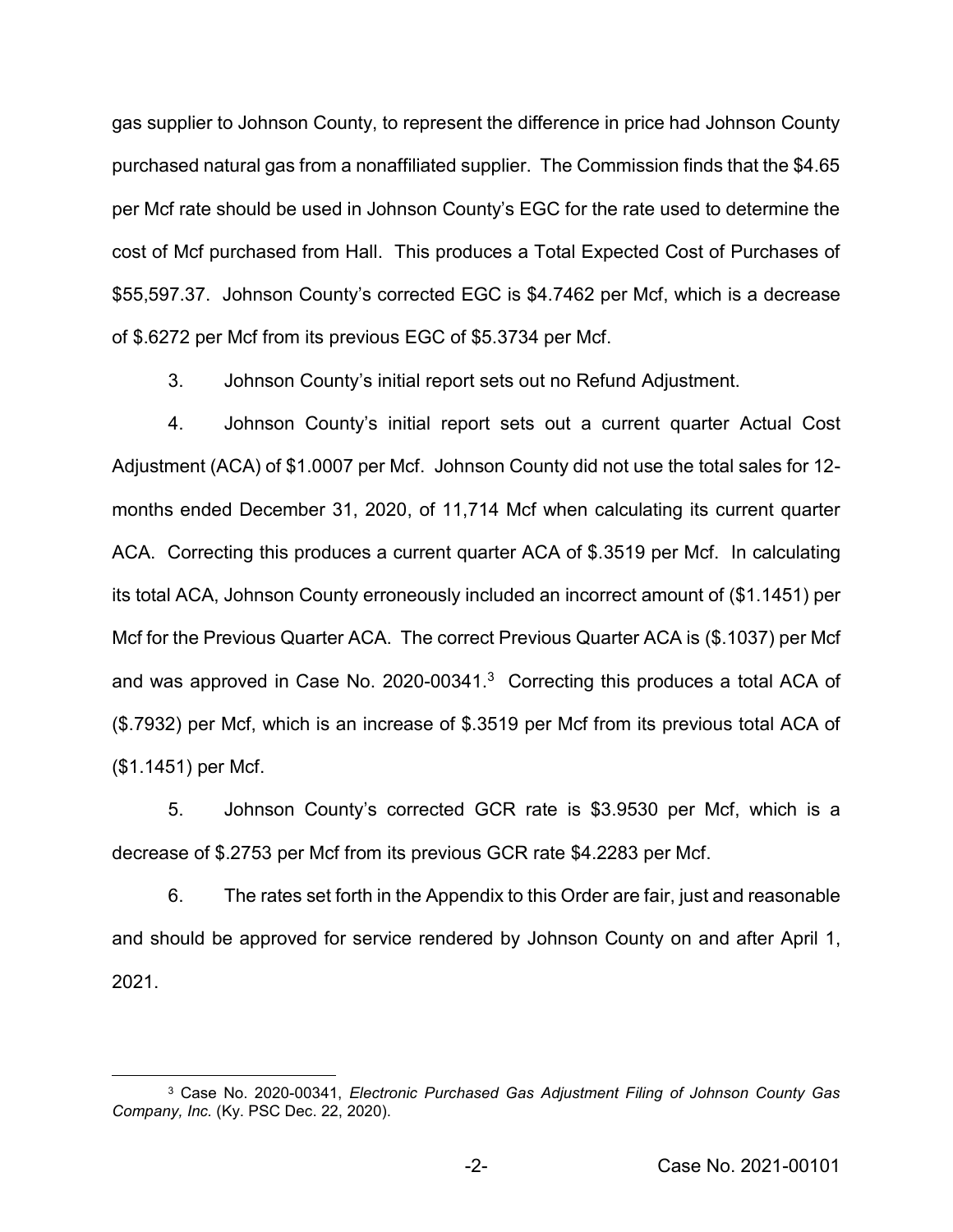gas supplier to Johnson County, to represent the difference in price had Johnson County purchased natural gas from a nonaffiliated supplier. The Commission finds that the $4.65 per Mcf rate should be used in Johnson County's EGC for the rate used to determine the cost of Mcf purchased from Hall. This produces a Total Expected Cost of Purchases of $55,597.37. Johnson County's corrected EGC is $4.7462 per Mcf, which is a decrease of $.6272 per Mcf from its previous EGC of $5.3734 per Mcf.

3. Johnson County's initial report sets out no Refund Adjustment.

4. Johnson County's initial report sets out a current quarter Actual Cost Adjustment (ACA) of $1.0007 per Mcf. Johnson County did not use the total sales for 12-months ended December 31, 2020, of 11,714 Mcf when calculating its current quarter ACA. Correcting this produces a current quarter ACA of $.3519 per Mcf. In calculating its total ACA, Johnson County erroneously included an incorrect amount of ($1.1451) per Mcf for the Previous Quarter ACA. The correct Previous Quarter ACA is ($.1037) per Mcf and was approved in Case No. 2020-00341.[3] Correcting this produces a total ACA of ($.7932) per Mcf, which is an increase of $.3519 per Mcf from its previous total ACA of ($1.1451) per Mcf.

5. Johnson County's corrected GCR rate is $3.9530 per Mcf, which is a decrease of $.2753 per Mcf from its previous GCR rate $4.2283 per Mcf.

6. The rates set forth in the Appendix to this Order are fair, just and reasonable and should be approved for service rendered by Johnson County on and after April 1, 2021.

---

[3] Case No. 2020-00341, *Electronic Purchased Gas Adjustment Filing of Johnson County Gas Company, Inc.* (Ky. PSC Dec. 22, 2020).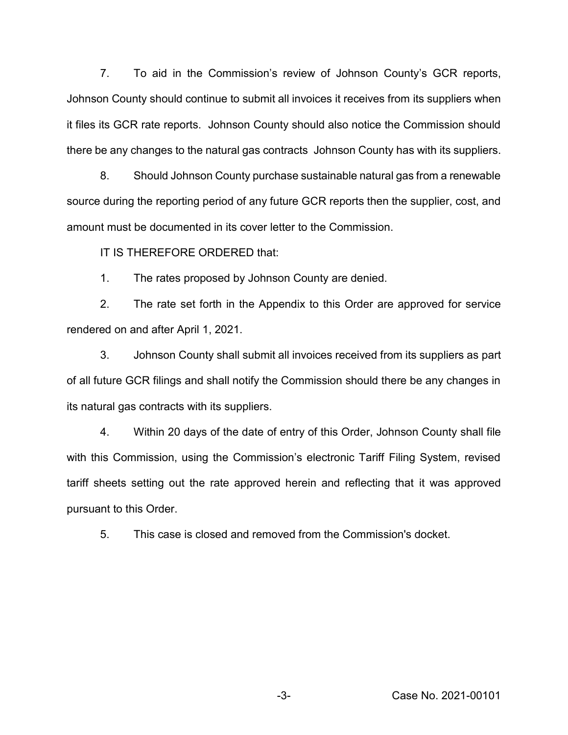7. To aid in the Commission's review of Johnson County's GCR reports, Johnson County should continue to submit all invoices it receives from its suppliers when it files its GCR rate reports. Johnson County should also notice the Commission should there be any changes to the natural gas contracts Johnson County has with its suppliers.

8. Should Johnson County purchase sustainable natural gas from a renewable source during the reporting period of any future GCR reports then the supplier, cost, and amount must be documented in its cover letter to the Commission.

IT IS THEREFORE ORDERED that:

1. The rates proposed by Johnson County are denied.

2. The rate set forth in the Appendix to this Order are approved for service rendered on and after April 1, 2021.

3. Johnson County shall submit all invoices received from its suppliers as part of all future GCR filings and shall notify the Commission should there be any changes in its natural gas contracts with its suppliers.

4. Within 20 days of the date of entry of this Order, Johnson County shall file with this Commission, using the Commission's electronic Tariff Filing System, revised tariff sheets setting out the rate approved herein and reflecting that it was approved pursuant to this Order.

5. This case is closed and removed from the Commission's docket.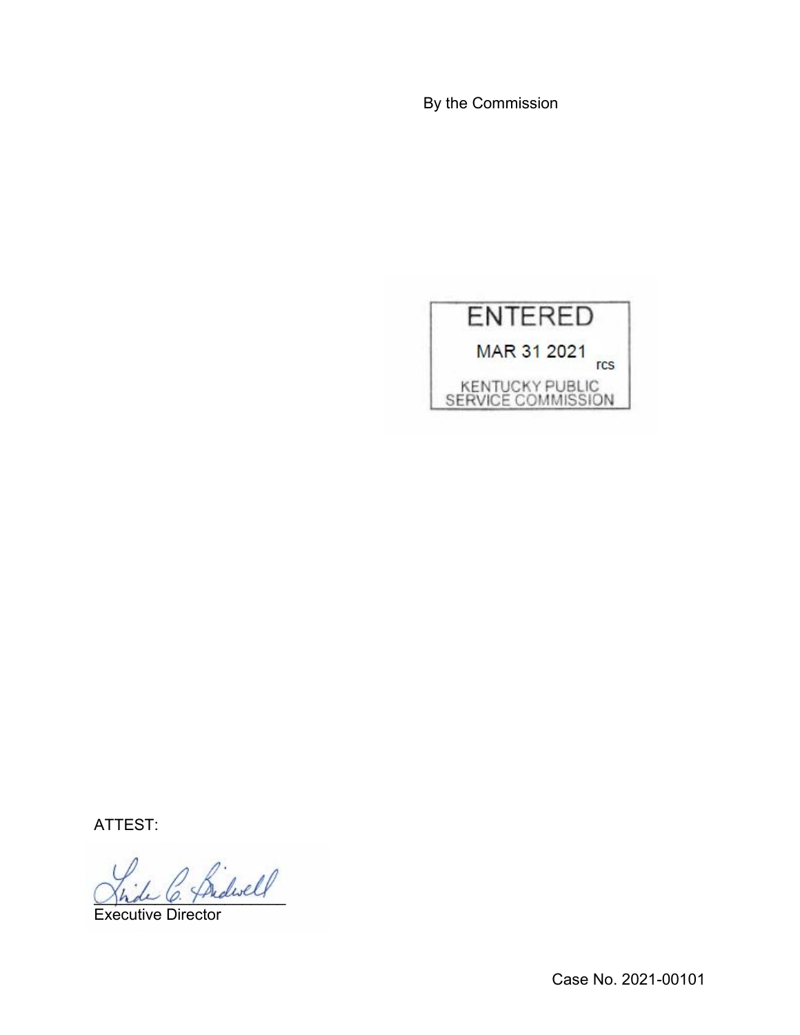By the Commission

ENTERED

MAR 31 2021

rcs

KENTUCKY PUBLIC SERVICE COMMISSION

ATTEST:

Executive Director

Case No. 2021-00101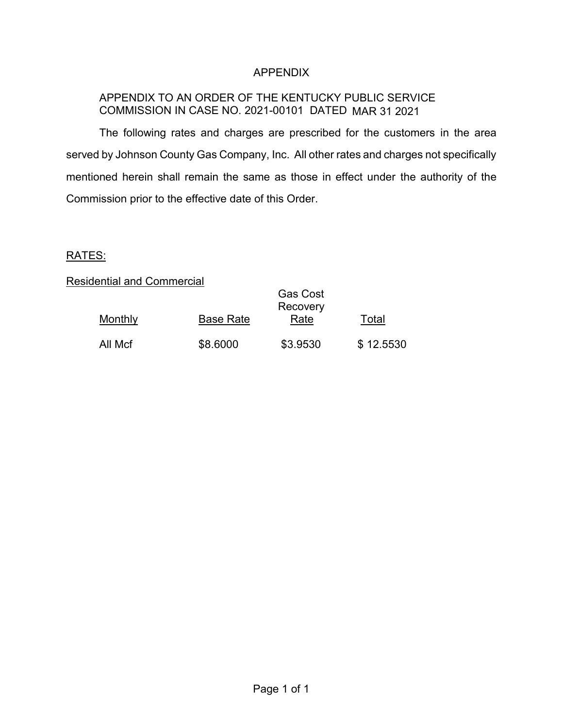APPENDIX

APPENDIX TO AN ORDER OF THE KENTUCKY PUBLIC SERVICE COMMISSION IN CASE NO. 2021-00101 DATED MAR 31 2021

The following rates and charges are prescribed for the customers in the area served by Johnson County Gas Company, Inc. All other rates and charges not specifically mentioned herein shall remain the same as those in effect under the authority of the Commission prior to the effective date of this Order.

RATES:

Residential and Commercial

| Monthly | Base Rate | Gas Cost Recovery Rate | Total |
|---|---|---|---|
| All Mcf | $8.6000 | $3.9530 | $ 12.5530 |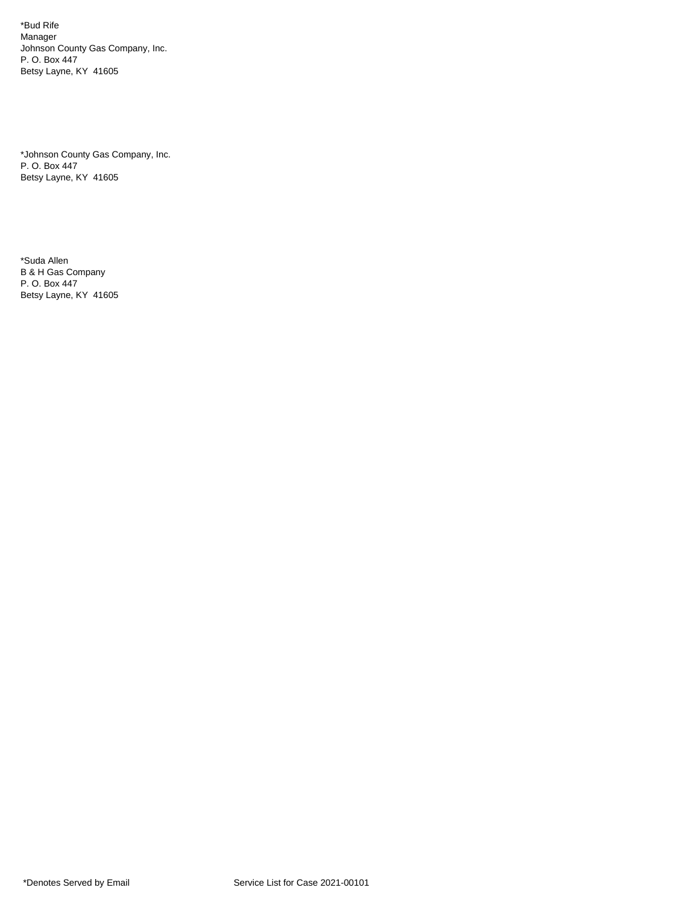*Bud Rife
Manager
Johnson County Gas Company, Inc.
P. O. Box 447
Betsy Layne, KY  41605

*Johnson County Gas Company, Inc.
P. O. Box 447
Betsy Layne, KY  41605

*Suda Allen
B & H Gas Company
P. O. Box 447
Betsy Layne, KY  41605

*Denotes Served by Email

Service List for Case 2021-00101